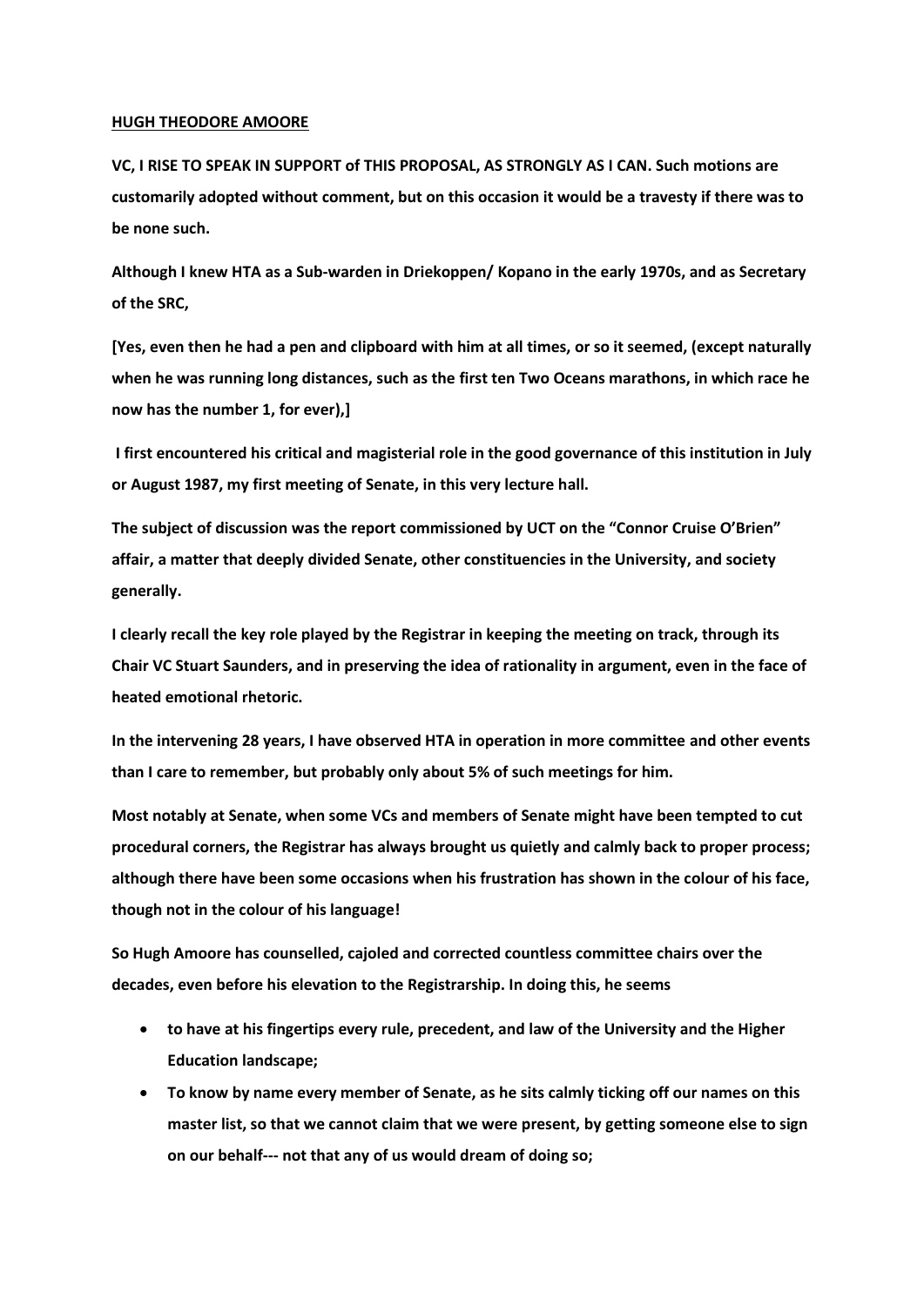**HUGH THEODORE AMOORE**

**VC, I RISE TO SPEAK IN SUPPORT of THIS PROPOSAL, AS STRONGLY AS I CAN. Such motions are customarily adopted without comment, but on this occasion it would be a travesty if there was to be none such.**

**Although I knew HTA as a Sub-warden in Driekoppen/ Kopano in the early 1970s, and as Secretary of the SRC,**

**[Yes, even then he had a pen and clipboard with him at all times, or so it seemed, (except naturally when he was running long distances, such as the first ten Two Oceans marathons, in which race he now has the number 1, for ever),]**

**I first encountered his critical and magisterial role in the good governance of this institution in July or August 1987, my first meeting of Senate, in this very lecture hall.**

**The subject of discussion was the report commissioned by UCT on the "Connor Cruise O'Brien" affair, a matter that deeply divided Senate, other constituencies in the University, and society generally.**

**I clearly recall the key role played by the Registrar in keeping the meeting on track, through its Chair VC Stuart Saunders, and in preserving the idea of rationality in argument, even in the face of heated emotional rhetoric.**

**In the intervening 28 years, I have observed HTA in operation in more committee and other events than I care to remember, but probably only about 5% of such meetings for him.**

**Most notably at Senate, when some VCs and members of Senate might have been tempted to cut procedural corners, the Registrar has always brought us quietly and calmly back to proper process; although there have been some occasions when his frustration has shown in the colour of his face, though not in the colour of his language!**

**So Hugh Amoore has counselled, cajoled and corrected countless committee chairs over the decades, even before his elevation to the Registrarship. In doing this, he seems**

- **to have at his fingertips every rule, precedent, and law of the University and the Higher Education landscape;**
- **To know by name every member of Senate, as he sits calmly ticking off our names on this master list, so that we cannot claim that we were present, by getting someone else to sign on our behalf--- not that any of us would dream of doing so;**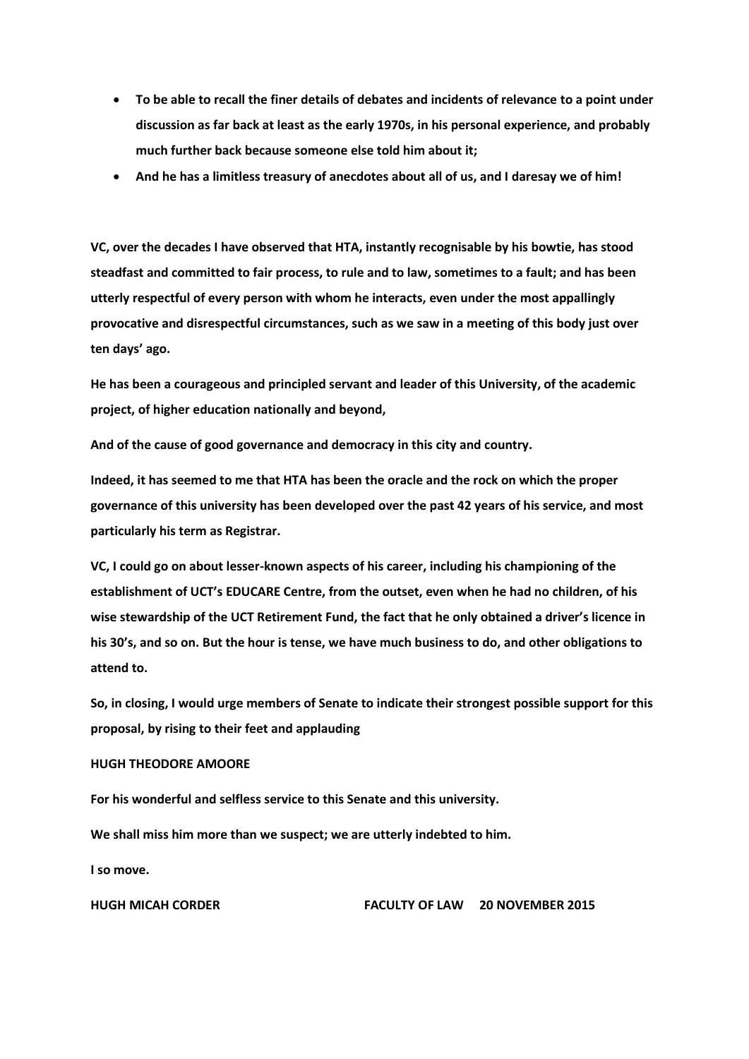- **To be able to recall the finer details of debates and incidents of relevance to a point under discussion as far back at least as the early 1970s, in his personal experience, and probably much further back because someone else told him about it;**
- **And he has a limitless treasury of anecdotes about all of us, and I daresay we of him!**

**VC, over the decades I have observed that HTA, instantly recognisable by his bowtie, has stood steadfast and committed to fair process, to rule and to law, sometimes to a fault; and has been utterly respectful of every person with whom he interacts, even under the most appallingly provocative and disrespectful circumstances, such as we saw in a meeting of this body just over ten days' ago.**

**He has been a courageous and principled servant and leader of this University, of the academic project, of higher education nationally and beyond,**

**And of the cause of good governance and democracy in this city and country.**

**Indeed, it has seemed to me that HTA has been the oracle and the rock on which the proper governance of this university has been developed over the past 42 years of his service, and most particularly his term as Registrar.**

**VC, I could go on about lesser-known aspects of his career, including his championing of the establishment of UCT's EDUCARE Centre, from the outset, even when he had no children, of his wise stewardship of the UCT Retirement Fund, the fact that he only obtained a driver's licence in his 30's, and so on. But the hour is tense, we have much business to do, and other obligations to attend to.**

**So, in closing, I would urge members of Senate to indicate their strongest possible support for this proposal, by rising to their feet and applauding**

**HUGH THEODORE AMOORE**

**For his wonderful and selfless service to this Senate and this university.**

**We shall miss him more than we suspect; we are utterly indebted to him.**

**I so move.**

**HUGH MICAH CORDER FACULTY OF LAW 20 NOVEMBER 2015**